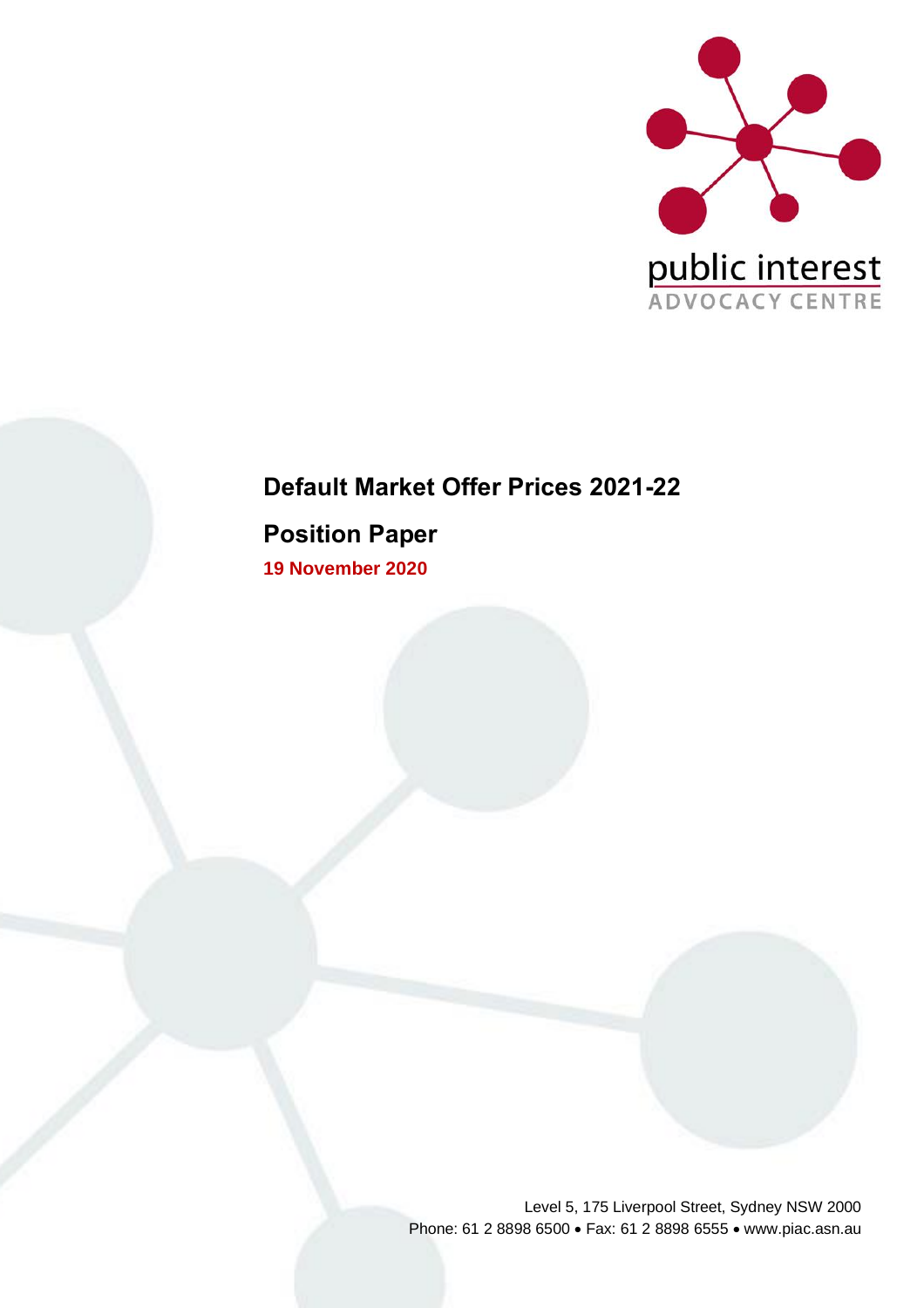public interest
ADVOCACY CENTRE

# Default Market Offer Prices 2021-22

## Position Paper

**19 November 2020**

Level 5, 175 Liverpool Street, Sydney NSW 2000
Phone: 61 2 8898 6500 • Fax: 61 2 8898 6555 • www.piac.asn.au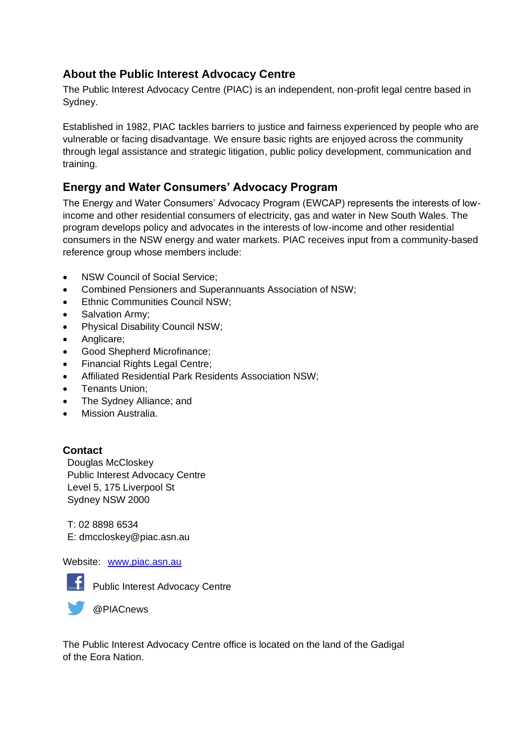## About the Public Interest Advocacy Centre

The Public Interest Advocacy Centre (PIAC) is an independent, non-profit legal centre based in Sydney.

Established in 1982, PIAC tackles barriers to justice and fairness experienced by people who are vulnerable or facing disadvantage. We ensure basic rights are enjoyed across the community through legal assistance and strategic litigation, public policy development, communication and training.

## Energy and Water Consumers' Advocacy Program

The Energy and Water Consumers' Advocacy Program (EWCAP) represents the interests of low-income and other residential consumers of electricity, gas and water in New South Wales. The program develops policy and advocates in the interests of low-income and other residential consumers in the NSW energy and water markets. PIAC receives input from a community-based reference group whose members include:

- NSW Council of Social Service;
- Combined Pensioners and Superannuants Association of NSW;
- Ethnic Communities Council NSW;
- Salvation Army;
- Physical Disability Council NSW;
- Anglicare;
- Good Shepherd Microfinance;
- Financial Rights Legal Centre;
- Affiliated Residential Park Residents Association NSW;
- Tenants Union;
- The Sydney Alliance; and
- Mission Australia.

**Contact**

Douglas McCloskey
Public Interest Advocacy Centre
Level 5, 175 Liverpool St
Sydney NSW 2000

T: 02 8898 6534
E: dmccloskey@piac.asn.au

Website: [www.piac.asn.au](http://www.piac.asn.au)

Public Interest Advocacy Centre

@PIACnews

The Public Interest Advocacy Centre office is located on the land of the Gadigal of the Eora Nation.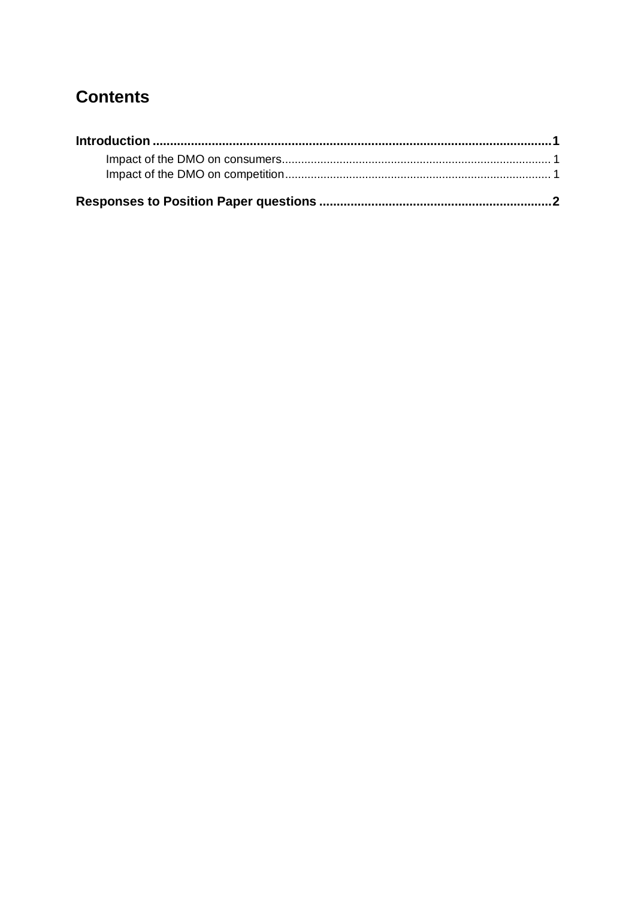# Contents

**Introduction** .......... **1**

- Impact of the DMO on consumers .......... 1
- Impact of the DMO on competition .......... 1

**Responses to Position Paper questions** .......... **2**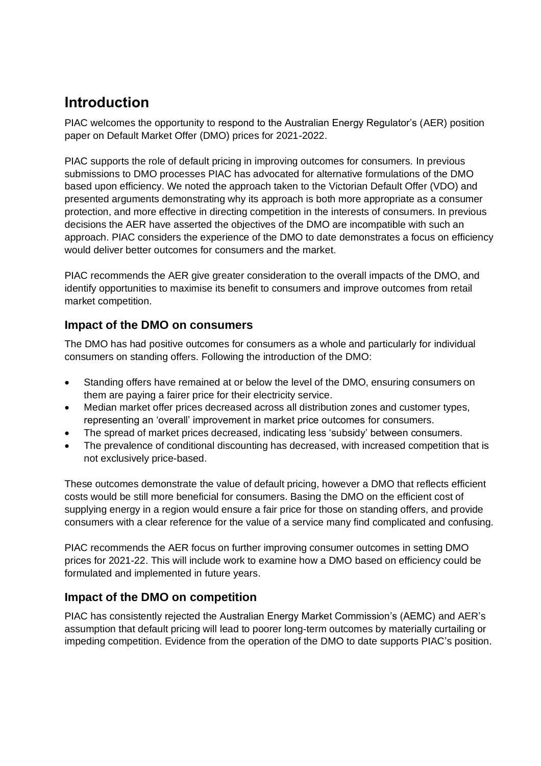# Introduction

PIAC welcomes the opportunity to respond to the Australian Energy Regulator's (AER) position paper on Default Market Offer (DMO) prices for 2021-2022.

PIAC supports the role of default pricing in improving outcomes for consumers. In previous submissions to DMO processes PIAC has advocated for alternative formulations of the DMO based upon efficiency. We noted the approach taken to the Victorian Default Offer (VDO) and presented arguments demonstrating why its approach is both more appropriate as a consumer protection, and more effective in directing competition in the interests of consumers. In previous decisions the AER have asserted the objectives of the DMO are incompatible with such an approach. PIAC considers the experience of the DMO to date demonstrates a focus on efficiency would deliver better outcomes for consumers and the market.

PIAC recommends the AER give greater consideration to the overall impacts of the DMO, and identify opportunities to maximise its benefit to consumers and improve outcomes from retail market competition.

## Impact of the DMO on consumers

The DMO has had positive outcomes for consumers as a whole and particularly for individual consumers on standing offers. Following the introduction of the DMO:

- Standing offers have remained at or below the level of the DMO, ensuring consumers on them are paying a fairer price for their electricity service.
- Median market offer prices decreased across all distribution zones and customer types, representing an 'overall' improvement in market price outcomes for consumers.
- The spread of market prices decreased, indicating less 'subsidy' between consumers.
- The prevalence of conditional discounting has decreased, with increased competition that is not exclusively price-based.

These outcomes demonstrate the value of default pricing, however a DMO that reflects efficient costs would be still more beneficial for consumers. Basing the DMO on the efficient cost of supplying energy in a region would ensure a fair price for those on standing offers, and provide consumers with a clear reference for the value of a service many find complicated and confusing.

PIAC recommends the AER focus on further improving consumer outcomes in setting DMO prices for 2021-22. This will include work to examine how a DMO based on efficiency could be formulated and implemented in future years.

## Impact of the DMO on competition

PIAC has consistently rejected the Australian Energy Market Commission's (AEMC) and AER's assumption that default pricing will lead to poorer long-term outcomes by materially curtailing or impeding competition. Evidence from the operation of the DMO to date supports PIAC's position.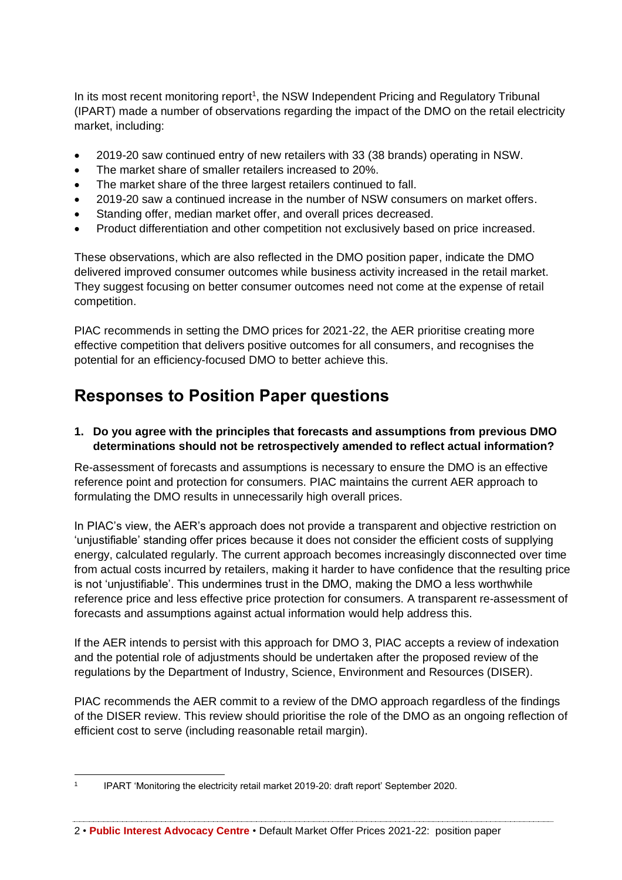In its most recent monitoring report[1], the NSW Independent Pricing and Regulatory Tribunal (IPART) made a number of observations regarding the impact of the DMO on the retail electricity market, including:

- 2019-20 saw continued entry of new retailers with 33 (38 brands) operating in NSW.
- The market share of smaller retailers increased to 20%.
- The market share of the three largest retailers continued to fall.
- 2019-20 saw a continued increase in the number of NSW consumers on market offers.
- Standing offer, median market offer, and overall prices decreased.
- Product differentiation and other competition not exclusively based on price increased.

These observations, which are also reflected in the DMO position paper, indicate the DMO delivered improved consumer outcomes while business activity increased in the retail market. They suggest focusing on better consumer outcomes need not come at the expense of retail competition.

PIAC recommends in setting the DMO prices for 2021-22, the AER prioritise creating more effective competition that delivers positive outcomes for all consumers, and recognises the potential for an efficiency-focused DMO to better achieve this.

## Responses to Position Paper questions

**1. Do you agree with the principles that forecasts and assumptions from previous DMO determinations should not be retrospectively amended to reflect actual information?**

Re-assessment of forecasts and assumptions is necessary to ensure the DMO is an effective reference point and protection for consumers. PIAC maintains the current AER approach to formulating the DMO results in unnecessarily high overall prices.

In PIAC's view, the AER's approach does not provide a transparent and objective restriction on 'unjustifiable' standing offer prices because it does not consider the efficient costs of supplying energy, calculated regularly. The current approach becomes increasingly disconnected over time from actual costs incurred by retailers, making it harder to have confidence that the resulting price is not 'unjustifiable'. This undermines trust in the DMO, making the DMO a less worthwhile reference price and less effective price protection for consumers. A transparent re-assessment of forecasts and assumptions against actual information would help address this.

If the AER intends to persist with this approach for DMO 3, PIAC accepts a review of indexation and the potential role of adjustments should be undertaken after the proposed review of the regulations by the Department of Industry, Science, Environment and Resources (DISER).

PIAC recommends the AER commit to a review of the DMO approach regardless of the findings of the DISER review. This review should prioritise the role of the DMO as an ongoing reflection of efficient cost to serve (including reasonable retail margin).

[1] IPART 'Monitoring the electricity retail market 2019-20: draft report' September 2020.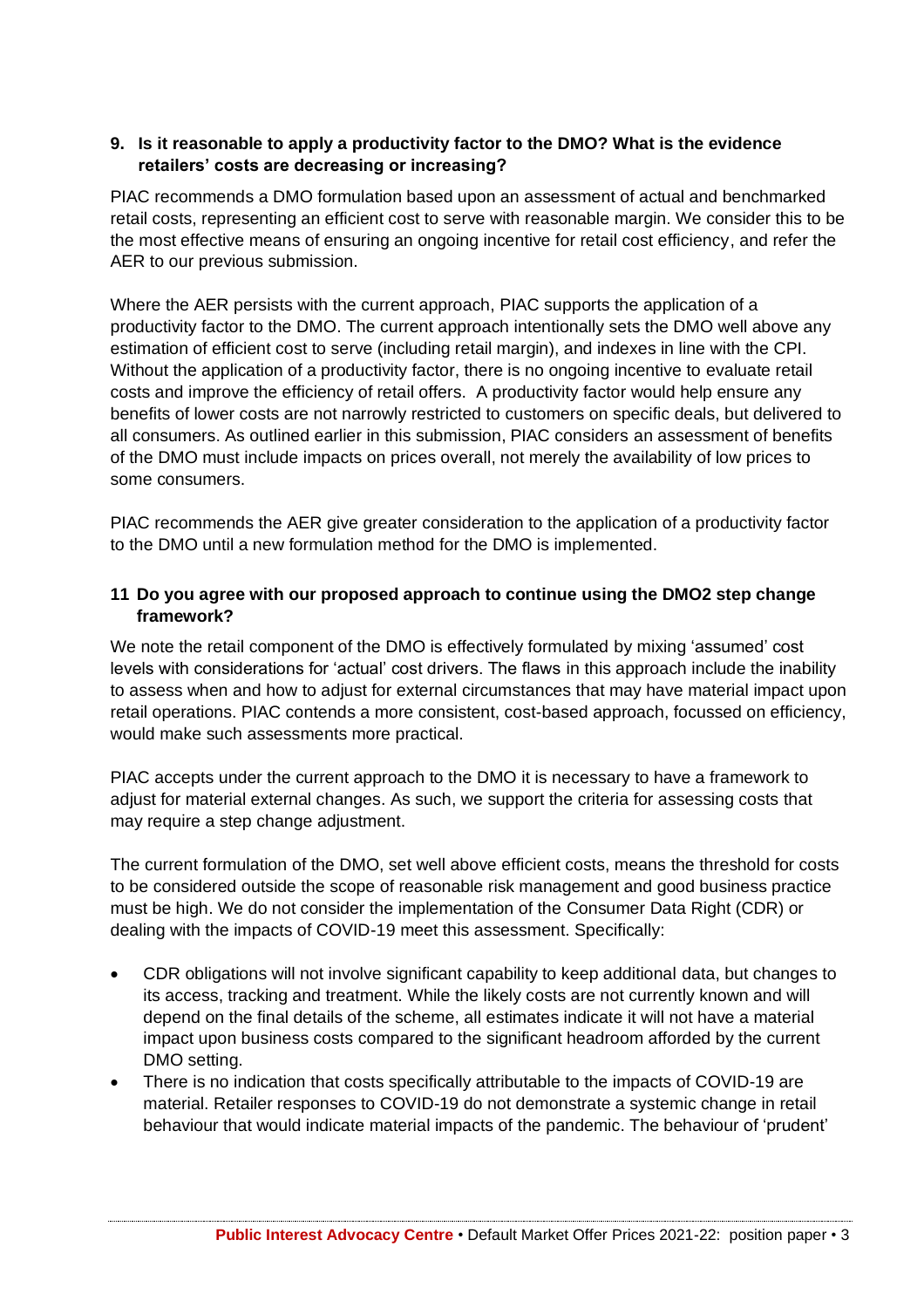### 9. Is it reasonable to apply a productivity factor to the DMO? What is the evidence retailers' costs are decreasing or increasing?

PIAC recommends a DMO formulation based upon an assessment of actual and benchmarked retail costs, representing an efficient cost to serve with reasonable margin. We consider this to be the most effective means of ensuring an ongoing incentive for retail cost efficiency, and refer the AER to our previous submission.

Where the AER persists with the current approach, PIAC supports the application of a productivity factor to the DMO. The current approach intentionally sets the DMO well above any estimation of efficient cost to serve (including retail margin), and indexes in line with the CPI. Without the application of a productivity factor, there is no ongoing incentive to evaluate retail costs and improve the efficiency of retail offers. A productivity factor would help ensure any benefits of lower costs are not narrowly restricted to customers on specific deals, but delivered to all consumers. As outlined earlier in this submission, PIAC considers an assessment of benefits of the DMO must include impacts on prices overall, not merely the availability of low prices to some consumers.

PIAC recommends the AER give greater consideration to the application of a productivity factor to the DMO until a new formulation method for the DMO is implemented.

### 11 Do you agree with our proposed approach to continue using the DMO2 step change framework?

We note the retail component of the DMO is effectively formulated by mixing 'assumed' cost levels with considerations for 'actual' cost drivers. The flaws in this approach include the inability to assess when and how to adjust for external circumstances that may have material impact upon retail operations. PIAC contends a more consistent, cost-based approach, focussed on efficiency, would make such assessments more practical.

PIAC accepts under the current approach to the DMO it is necessary to have a framework to adjust for material external changes. As such, we support the criteria for assessing costs that may require a step change adjustment.

The current formulation of the DMO, set well above efficient costs, means the threshold for costs to be considered outside the scope of reasonable risk management and good business practice must be high. We do not consider the implementation of the Consumer Data Right (CDR) or dealing with the impacts of COVID-19 meet this assessment. Specifically:

- CDR obligations will not involve significant capability to keep additional data, but changes to its access, tracking and treatment. While the likely costs are not currently known and will depend on the final details of the scheme, all estimates indicate it will not have a material impact upon business costs compared to the significant headroom afforded by the current DMO setting.
- There is no indication that costs specifically attributable to the impacts of COVID-19 are material. Retailer responses to COVID-19 do not demonstrate a systemic change in retail behaviour that would indicate material impacts of the pandemic. The behaviour of 'prudent'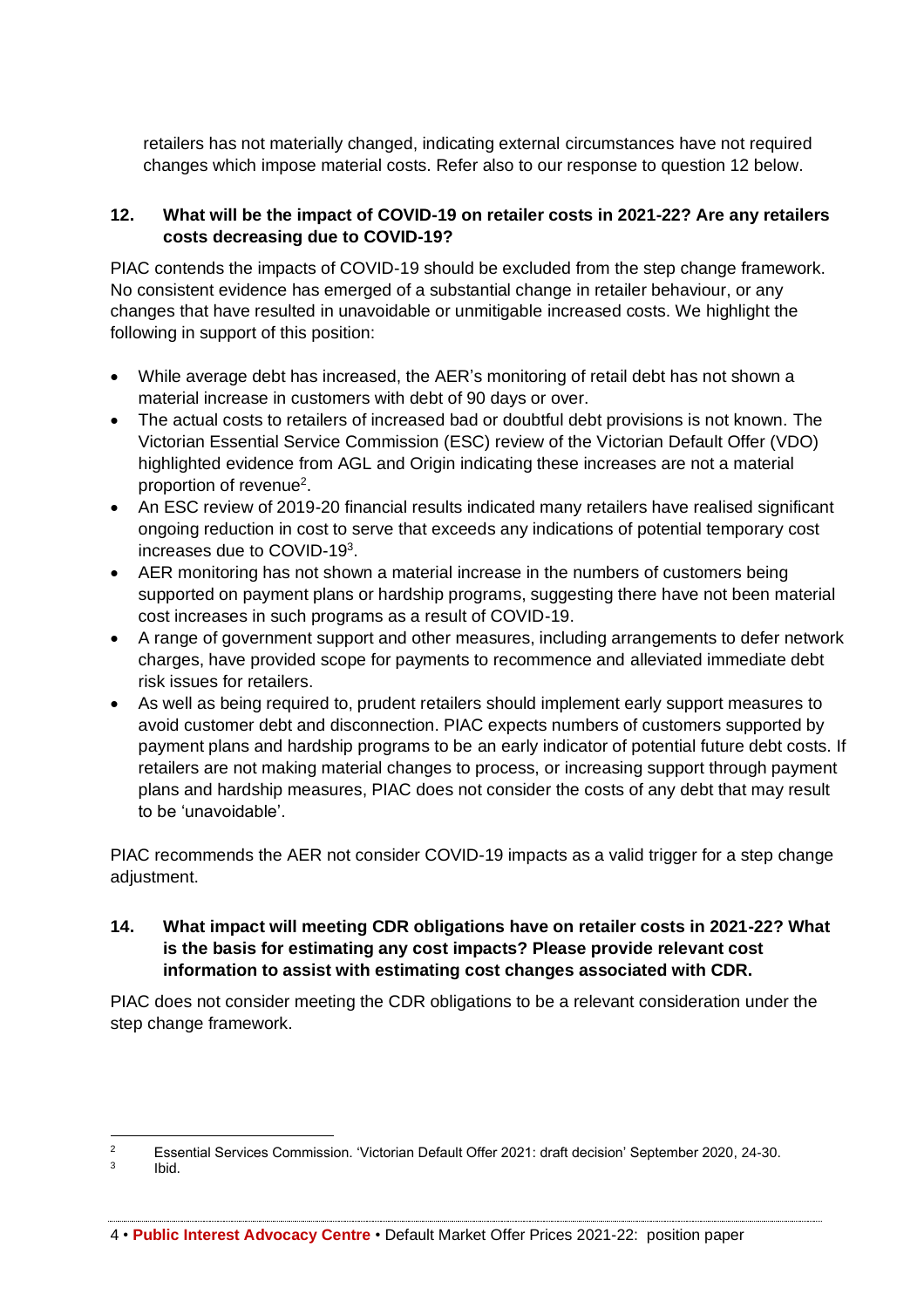retailers has not materially changed, indicating external circumstances have not required changes which impose material costs. Refer also to our response to question 12 below.

**12. What will be the impact of COVID-19 on retailer costs in 2021-22? Are any retailers costs decreasing due to COVID-19?**

PIAC contends the impacts of COVID-19 should be excluded from the step change framework. No consistent evidence has emerged of a substantial change in retailer behaviour, or any changes that have resulted in unavoidable or unmitigable increased costs. We highlight the following in support of this position:

- While average debt has increased, the AER's monitoring of retail debt has not shown a material increase in customers with debt of 90 days or over.
- The actual costs to retailers of increased bad or doubtful debt provisions is not known. The Victorian Essential Service Commission (ESC) review of the Victorian Default Offer (VDO) highlighted evidence from AGL and Origin indicating these increases are not a material proportion of revenue[2].
- An ESC review of 2019-20 financial results indicated many retailers have realised significant ongoing reduction in cost to serve that exceeds any indications of potential temporary cost increases due to COVID-19[3].
- AER monitoring has not shown a material increase in the numbers of customers being supported on payment plans or hardship programs, suggesting there have not been material cost increases in such programs as a result of COVID-19.
- A range of government support and other measures, including arrangements to defer network charges, have provided scope for payments to recommence and alleviated immediate debt risk issues for retailers.
- As well as being required to, prudent retailers should implement early support measures to avoid customer debt and disconnection. PIAC expects numbers of customers supported by payment plans and hardship programs to be an early indicator of potential future debt costs. If retailers are not making material changes to process, or increasing support through payment plans and hardship measures, PIAC does not consider the costs of any debt that may result to be 'unavoidable'.

PIAC recommends the AER not consider COVID-19 impacts as a valid trigger for a step change adjustment.

**14. What impact will meeting CDR obligations have on retailer costs in 2021-22? What is the basis for estimating any cost impacts? Please provide relevant cost information to assist with estimating cost changes associated with CDR.**

PIAC does not consider meeting the CDR obligations to be a relevant consideration under the step change framework.

---

[2] Essential Services Commission. 'Victorian Default Offer 2021: draft decision' September 2020, 24-30.

[3] Ibid.